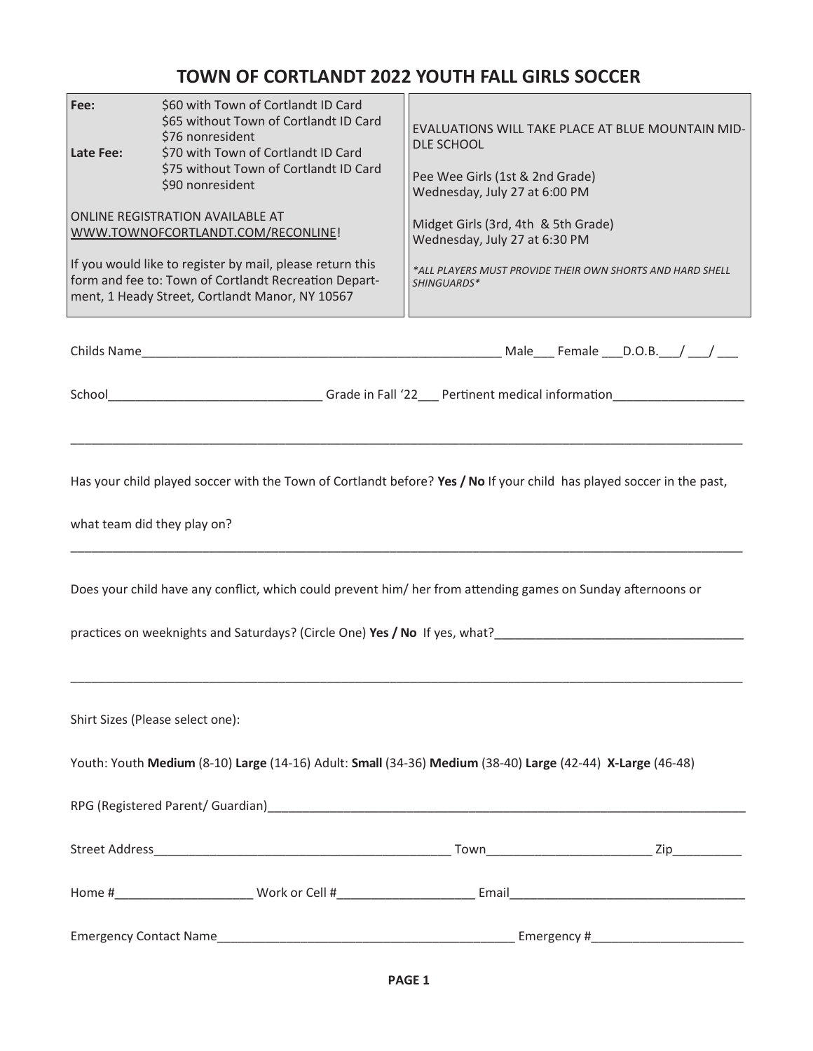# TOWN OF CORTLANDT 2022 YOUTH FALL GIRLS SOCCER

| | |
|---|---|
| **Fee:** | $60 with Town of Cortlandt ID Card<br>$65 without Town of Cortlandt ID Card<br>$76 nonresident |
| **Late Fee:** | $70 with Town of Cortlandt ID Card<br>$75 without Town of Cortlandt ID Card<br>$90 nonresident |

ONLINE REGISTRATION AVAILABLE AT WWW.TOWNOFCORTLANDT.COM/RECONLINE!

If you would like to register by mail, please return this form and fee to: Town of Cortlandt Recreation Department, 1 Heady Street, Cortlandt Manor, NY 10567

EVALUATIONS WILL TAKE PLACE AT BLUE MOUNTAIN MIDDLE SCHOOL

Pee Wee Girls (1st & 2nd Grade)
Wednesday, July 27 at 6:00 PM

Midget Girls (3rd, 4th & 5th Grade)
Wednesday, July 27 at 6:30 PM

*\*ALL PLAYERS MUST PROVIDE THEIR OWN SHORTS AND HARD SHELL SHINGUARDS\**

Childs Name_______________________________________ Male___ Female ___D.O.B.___/ ___/ ___

School________________________ Grade in Fall '22___ Pertinent medical information________________

_____________________________________________________________________________

Has your child played soccer with the Town of Cortlandt before? **Yes / No** If your child has played soccer in the past, what team did they play on?

_____________________________________________________________________________

Does your child have any conflict, which could prevent him/ her from attending games on Sunday afternoons or practices on weeknights and Saturdays? (Circle One) **Yes / No** If yes, what?______________________________

_____________________________________________________________________________

Shirt Sizes (Please select one):

Youth: Youth **Medium** (8-10) **Large** (14-16) Adult: **Small** (34-36) **Medium** (38-40) **Large** (42-44) **X-Large** (46-48)

RPG (Registered Parent/ Guardian)_________________________________________________

Street Address__________________________________ Town__________________ Zip________

Home #________________ Work or Cell #________________ Email___________________________

Emergency Contact Name__________________________________ Emergency #__________________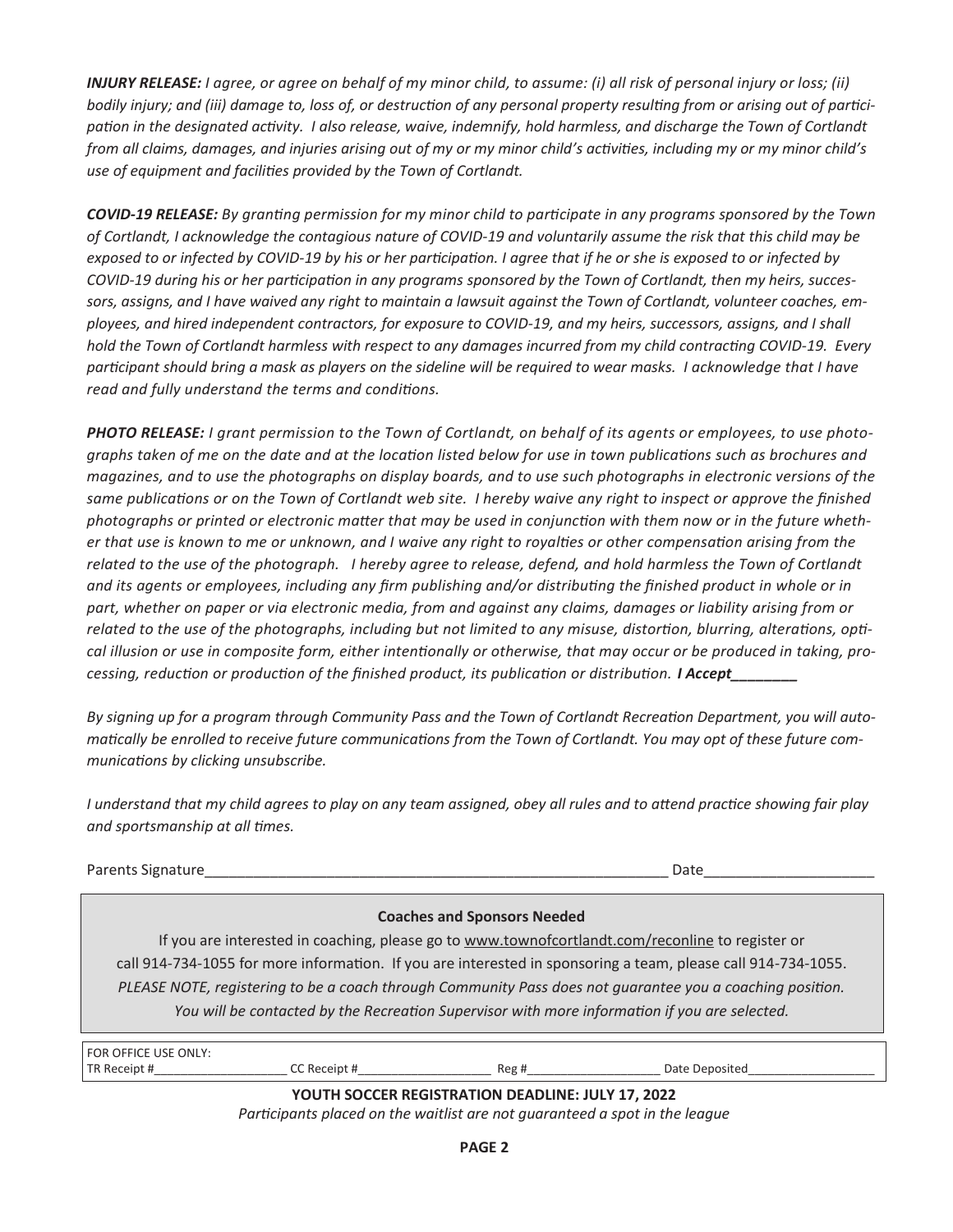***INJURY RELEASE:*** *I agree, or agree on behalf of my minor child, to assume: (i) all risk of personal injury or loss; (ii) bodily injury; and (iii) damage to, loss of, or destruction of any personal property resulting from or arising out of participation in the designated activity. I also release, waive, indemnify, hold harmless, and discharge the Town of Cortlandt from all claims, damages, and injuries arising out of my or my minor child's activities, including my or my minor child's use of equipment and facilities provided by the Town of Cortlandt.*

***COVID-19 RELEASE:*** *By granting permission for my minor child to participate in any programs sponsored by the Town of Cortlandt, I acknowledge the contagious nature of COVID-19 and voluntarily assume the risk that this child may be exposed to or infected by COVID-19 by his or her participation. I agree that if he or she is exposed to or infected by COVID-19 during his or her participation in any programs sponsored by the Town of Cortlandt, then my heirs, successors, assigns, and I have waived any right to maintain a lawsuit against the Town of Cortlandt, volunteer coaches, employees, and hired independent contractors, for exposure to COVID-19, and my heirs, successors, assigns, and I shall hold the Town of Cortlandt harmless with respect to any damages incurred from my child contracting COVID-19. Every participant should bring a mask as players on the sideline will be required to wear masks. I acknowledge that I have read and fully understand the terms and conditions.*

***PHOTO RELEASE:*** *I grant permission to the Town of Cortlandt, on behalf of its agents or employees, to use photographs taken of me on the date and at the location listed below for use in town publications such as brochures and magazines, and to use the photographs on display boards, and to use such photographs in electronic versions of the same publications or on the Town of Cortlandt web site. I hereby waive any right to inspect or approve the finished photographs or printed or electronic matter that may be used in conjunction with them now or in the future whether that use is known to me or unknown, and I waive any right to royalties or other compensation arising from the related to the use of the photograph. I hereby agree to release, defend, and hold harmless the Town of Cortlandt and its agents or employees, including any firm publishing and/or distributing the finished product in whole or in part, whether on paper or via electronic media, from and against any claims, damages or liability arising from or related to the use of the photographs, including but not limited to any misuse, distortion, blurring, alterations, optical illusion or use in composite form, either intentionally or otherwise, that may occur or be produced in taking, processing, reduction or production of the finished product, its publication or distribution.* ***I Accept________***

*By signing up for a program through Community Pass and the Town of Cortlandt Recreation Department, you will automatically be enrolled to receive future communications from the Town of Cortlandt. You may opt of these future communications by clicking unsubscribe.*

*I understand that my child agrees to play on any team assigned, obey all rules and to attend practice showing fair play and sportsmanship at all times.*

Parents Signature____________________________________________________________ Date_____________________

**Coaches and Sponsors Needed**

If you are interested in coaching, please go to www.townofcortlandt.com/reconline to register or call 914-734-1055 for more information. If you are interested in sponsoring a team, please call 914-734-1055.

*PLEASE NOTE, registering to be a coach through Community Pass does not guarantee you a coaching position. You will be contacted by the Recreation Supervisor with more information if you are selected.*

FOR OFFICE USE ONLY:
TR Receipt #___________________ CC Receipt #___________________ Reg #___________________ Date Deposited__________________

**YOUTH SOCCER REGISTRATION DEADLINE: JULY 17, 2022**

*Participants placed on the waitlist are not guaranteed a spot in the league*